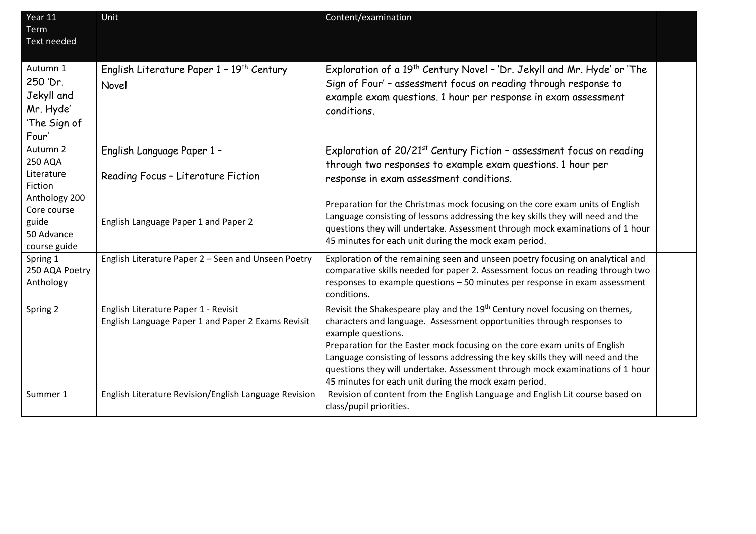| Year 11<br>Term<br>Text needed | Unit | Content/examination | |
|---|---|---|---|
| Autumn 1<br>250 'Dr. Jekyll and Mr. Hyde'<br>'The Sign of Four' | English Literature Paper 1 – 19th Century Novel | Exploration of a 19th Century Novel – 'Dr. Jekyll and Mr. Hyde' or 'The Sign of Four' – assessment focus on reading through response to example exam questions. 1 hour per response in exam assessment conditions. | |
| Autumn 2<br>250 AQA Literature Fiction Anthology 200 Core course guide<br>50 Advance course guide | English Language Paper 1 –<br><br>Reading Focus – Literature Fiction<br><br>English Language Paper 1 and Paper 2 | Exploration of 20/21st Century Fiction – assessment focus on reading through two responses to example exam questions. 1 hour per response in exam assessment conditions.<br><br>Preparation for the Christmas mock focusing on the core exam units of English Language consisting of lessons addressing the key skills they will need and the questions they will undertake. Assessment through mock examinations of 1 hour 45 minutes for each unit during the mock exam period. | |
| Spring 1<br>250 AQA Poetry Anthology | English Literature Paper 2 – Seen and Unseen Poetry | Exploration of the remaining seen and unseen poetry focusing on analytical and comparative skills needed for paper 2. Assessment focus on reading through two responses to example questions – 50 minutes per response in exam assessment conditions. | |
| Spring 2 | English Literature Paper 1 - Revisit<br>English Language Paper 1 and Paper 2 Exams Revisit | Revisit the Shakespeare play and the 19th Century novel focusing on themes, characters and language. Assessment opportunities through responses to example questions.<br>Preparation for the Easter mock focusing on the core exam units of English Language consisting of lessons addressing the key skills they will need and the questions they will undertake. Assessment through mock examinations of 1 hour 45 minutes for each unit during the mock exam period. | |
| Summer 1 | English Literature Revision/English Language Revision | Revision of content from the English Language and English Lit course based on class/pupil priorities. | |